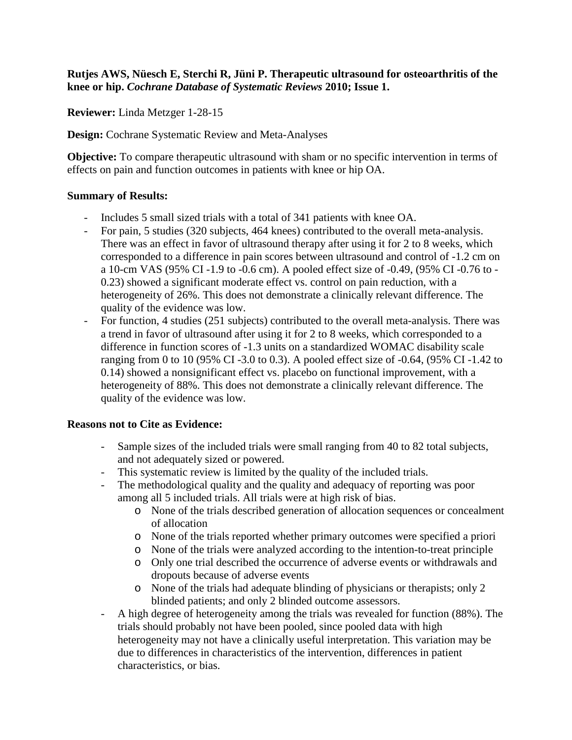**Rutjes AWS, Nüesch E, Sterchi R, Jüni P. Therapeutic ultrasound for osteoarthritis of the knee or hip.** ***Cochrane Database of Systematic Reviews*** **2010; Issue 1.**

**Reviewer:** Linda Metzger 1-28-15

**Design:** Cochrane Systematic Review and Meta-Analyses

**Objective:** To compare therapeutic ultrasound with sham or no specific intervention in terms of effects on pain and function outcomes in patients with knee or hip OA.

**Summary of Results:**

- Includes 5 small sized trials with a total of 341 patients with knee OA.
- For pain, 5 studies (320 subjects, 464 knees) contributed to the overall meta-analysis. There was an effect in favor of ultrasound therapy after using it for 2 to 8 weeks, which corresponded to a difference in pain scores between ultrasound and control of -1.2 cm on a 10-cm VAS (95% CI -1.9 to -0.6 cm). A pooled effect size of -0.49, (95% CI -0.76 to -0.23) showed a significant moderate effect vs. control on pain reduction, with a heterogeneity of 26%. This does not demonstrate a clinically relevant difference. The quality of the evidence was low.
- For function, 4 studies (251 subjects) contributed to the overall meta-analysis. There was a trend in favor of ultrasound after using it for 2 to 8 weeks, which corresponded to a difference in function scores of -1.3 units on a standardized WOMAC disability scale ranging from 0 to 10 (95% CI -3.0 to 0.3). A pooled effect size of -0.64, (95% CI -1.42 to 0.14) showed a nonsignificant effect vs. placebo on functional improvement, with a heterogeneity of 88%. This does not demonstrate a clinically relevant difference. The quality of the evidence was low.

**Reasons not to Cite as Evidence:**

- Sample sizes of the included trials were small ranging from 40 to 82 total subjects, and not adequately sized or powered.
- This systematic review is limited by the quality of the included trials.
- The methodological quality and the quality and adequacy of reporting was poor among all 5 included trials. All trials were at high risk of bias.
  - None of the trials described generation of allocation sequences or concealment of allocation
  - None of the trials reported whether primary outcomes were specified a priori
  - None of the trials were analyzed according to the intention-to-treat principle
  - Only one trial described the occurrence of adverse events or withdrawals and dropouts because of adverse events
  - None of the trials had adequate blinding of physicians or therapists; only 2 blinded patients; and only 2 blinded outcome assessors.
- A high degree of heterogeneity among the trials was revealed for function (88%). The trials should probably not have been pooled, since pooled data with high heterogeneity may not have a clinically useful interpretation. This variation may be due to differences in characteristics of the intervention, differences in patient characteristics, or bias.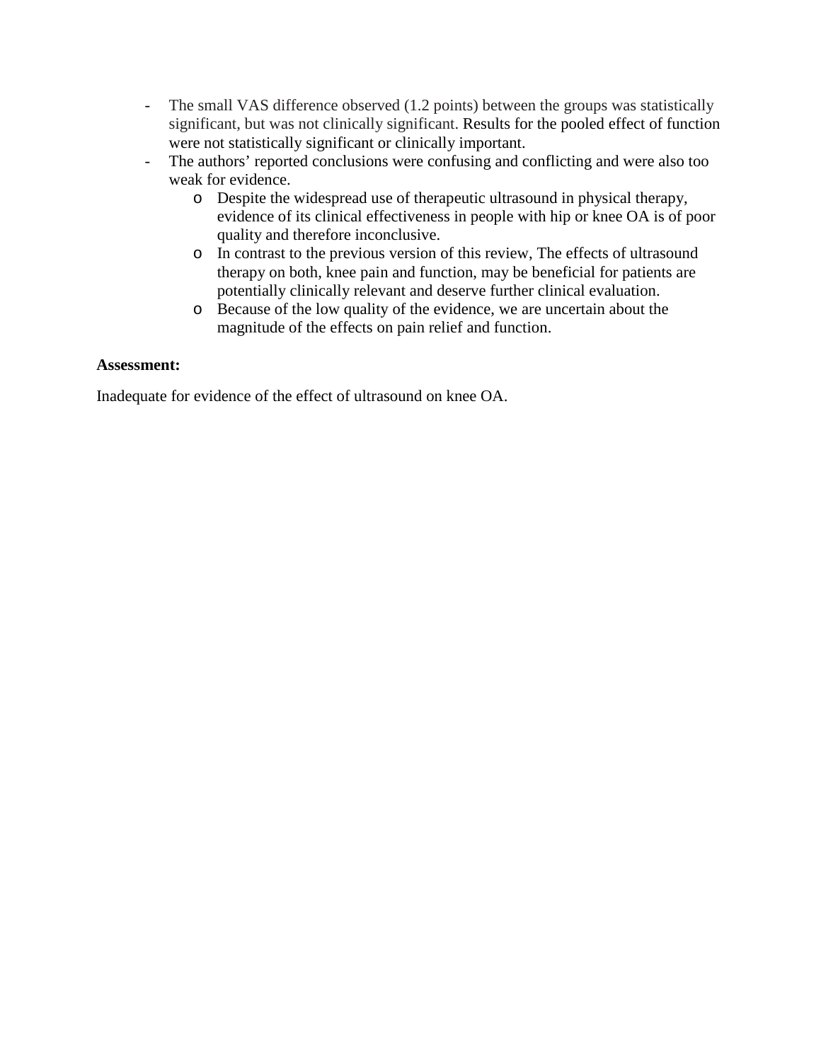- The small VAS difference observed (1.2 points) between the groups was statistically significant, but was not clinically significant. Results for the pooled effect of function were not statistically significant or clinically important.
- The authors' reported conclusions were confusing and conflicting and were also too weak for evidence.
  - Despite the widespread use of therapeutic ultrasound in physical therapy, evidence of its clinical effectiveness in people with hip or knee OA is of poor quality and therefore inconclusive.
  - In contrast to the previous version of this review, The effects of ultrasound therapy on both, knee pain and function, may be beneficial for patients are potentially clinically relevant and deserve further clinical evaluation.
  - Because of the low quality of the evidence, we are uncertain about the magnitude of the effects on pain relief and function.

**Assessment:**

Inadequate for evidence of the effect of ultrasound on knee OA.